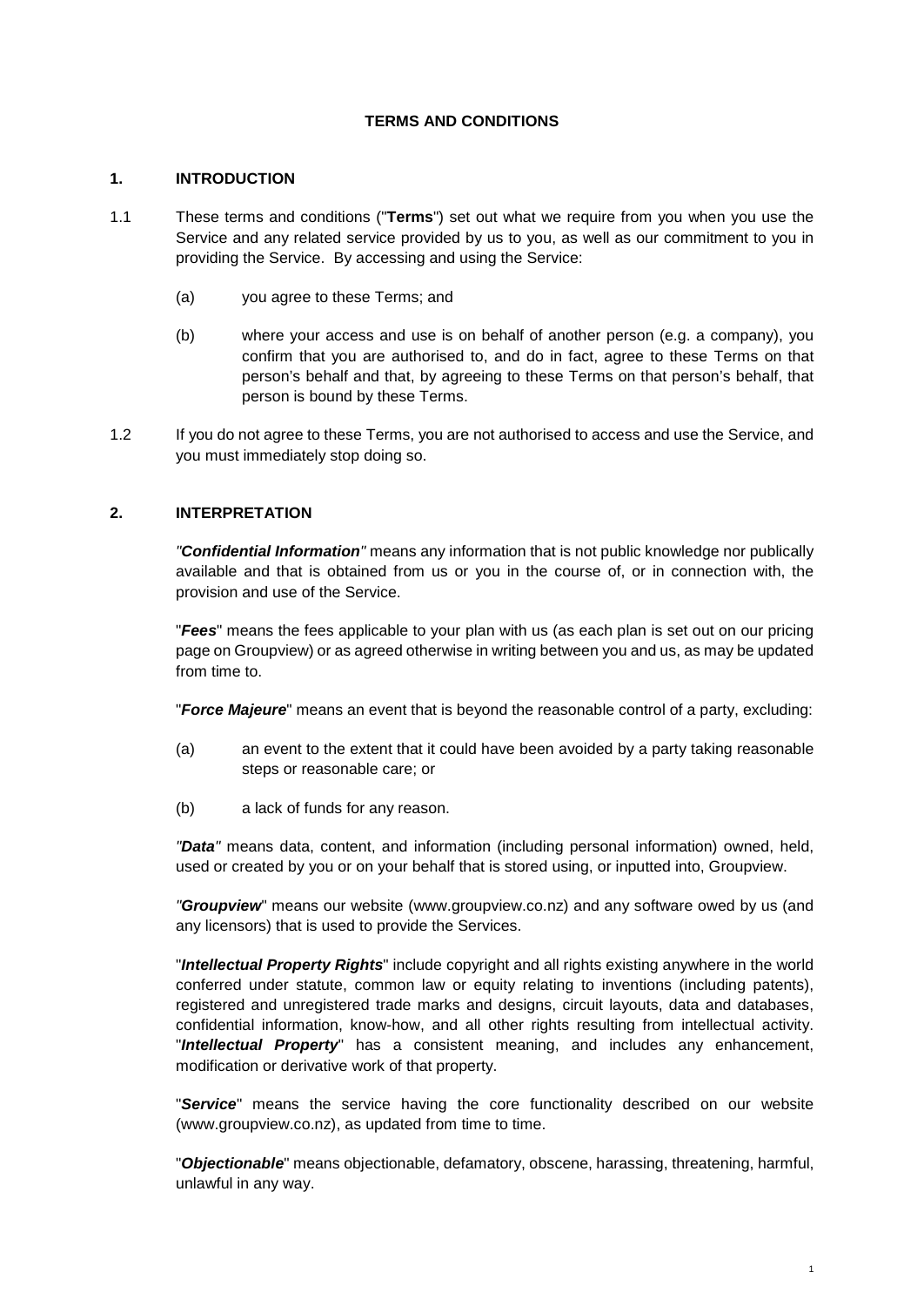# TERMS AND CONDITIONS

## 1. INTRODUCTION

1.1 These terms and conditions ("**Terms**") set out what we require from you when you use the Service and any related service provided by us to you, as well as our commitment to you in providing the Service. By accessing and using the Service:

(a) you agree to these Terms; and

(b) where your access and use is on behalf of another person (e.g. a company), you confirm that you are authorised to, and do in fact, agree to these Terms on that person's behalf and that, by agreeing to these Terms on that person's behalf, that person is bound by these Terms.

1.2 If you do not agree to these Terms, you are not authorised to access and use the Service, and you must immediately stop doing so.

## 2. INTERPRETATION

*"**Confidential Information**"* means any information that is not public knowledge nor publically available and that is obtained from us or you in the course of, or in connection with, the provision and use of the Service.

"***Fees***" means the fees applicable to your plan with us (as each plan is set out on our pricing page on Groupview) or as agreed otherwise in writing between you and us, as may be updated from time to.

"***Force Majeure***" means an event that is beyond the reasonable control of a party, excluding:

(a) an event to the extent that it could have been avoided by a party taking reasonable steps or reasonable care; or

(b) a lack of funds for any reason.

*"**Data**"* means data, content, and information (including personal information) owned, held, used or created by you or on your behalf that is stored using, or inputted into, Groupview.

*"**Groupview**"* means our website (www.groupview.co.nz) and any software owed by us (and any licensors) that is used to provide the Services.

"***Intellectual Property Rights***" include copyright and all rights existing anywhere in the world conferred under statute, common law or equity relating to inventions (including patents), registered and unregistered trade marks and designs, circuit layouts, data and databases, confidential information, know-how, and all other rights resulting from intellectual activity. "***Intellectual Property***" has a consistent meaning, and includes any enhancement, modification or derivative work of that property.

"***Service***" means the service having the core functionality described on our website (www.groupview.co.nz), as updated from time to time.

"***Objectionable***" means objectionable, defamatory, obscene, harassing, threatening, harmful, unlawful in any way.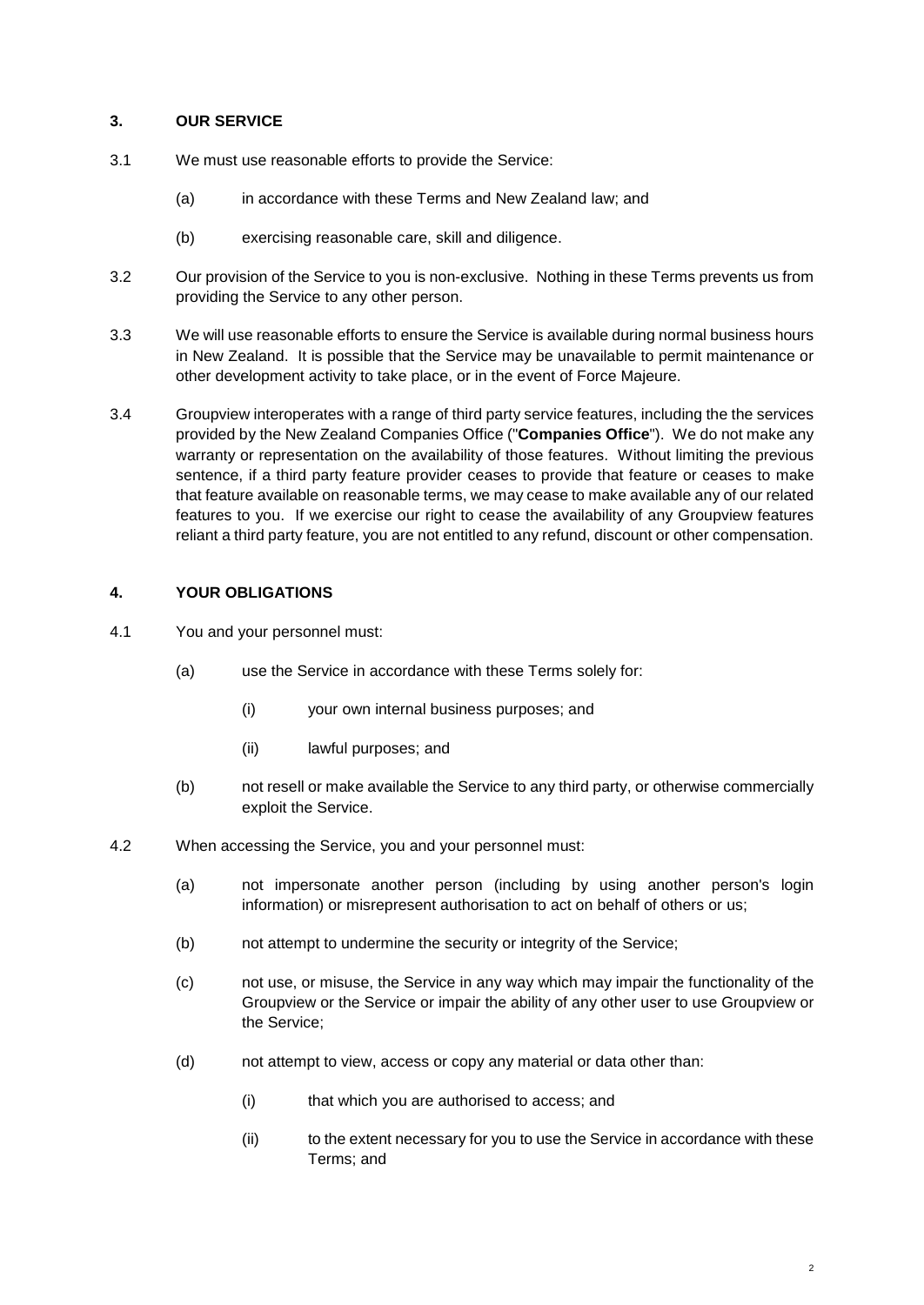## 3. OUR SERVICE

3.1 We must use reasonable efforts to provide the Service:

(a) in accordance with these Terms and New Zealand law; and

(b) exercising reasonable care, skill and diligence.

3.2 Our provision of the Service to you is non-exclusive. Nothing in these Terms prevents us from providing the Service to any other person.

3.3 We will use reasonable efforts to ensure the Service is available during normal business hours in New Zealand. It is possible that the Service may be unavailable to permit maintenance or other development activity to take place, or in the event of Force Majeure.

3.4 Groupview interoperates with a range of third party service features, including the the services provided by the New Zealand Companies Office ("**Companies Office**"). We do not make any warranty or representation on the availability of those features. Without limiting the previous sentence, if a third party feature provider ceases to provide that feature or ceases to make that feature available on reasonable terms, we may cease to make available any of our related features to you. If we exercise our right to cease the availability of any Groupview features reliant a third party feature, you are not entitled to any refund, discount or other compensation.

## 4. YOUR OBLIGATIONS

4.1 You and your personnel must:

(a) use the Service in accordance with these Terms solely for:

(i) your own internal business purposes; and

(ii) lawful purposes; and

(b) not resell or make available the Service to any third party, or otherwise commercially exploit the Service.

4.2 When accessing the Service, you and your personnel must:

(a) not impersonate another person (including by using another person's login information) or misrepresent authorisation to act on behalf of others or us;

(b) not attempt to undermine the security or integrity of the Service;

(c) not use, or misuse, the Service in any way which may impair the functionality of the Groupview or the Service or impair the ability of any other user to use Groupview or the Service;

(d) not attempt to view, access or copy any material or data other than:

(i) that which you are authorised to access; and

(ii) to the extent necessary for you to use the Service in accordance with these Terms; and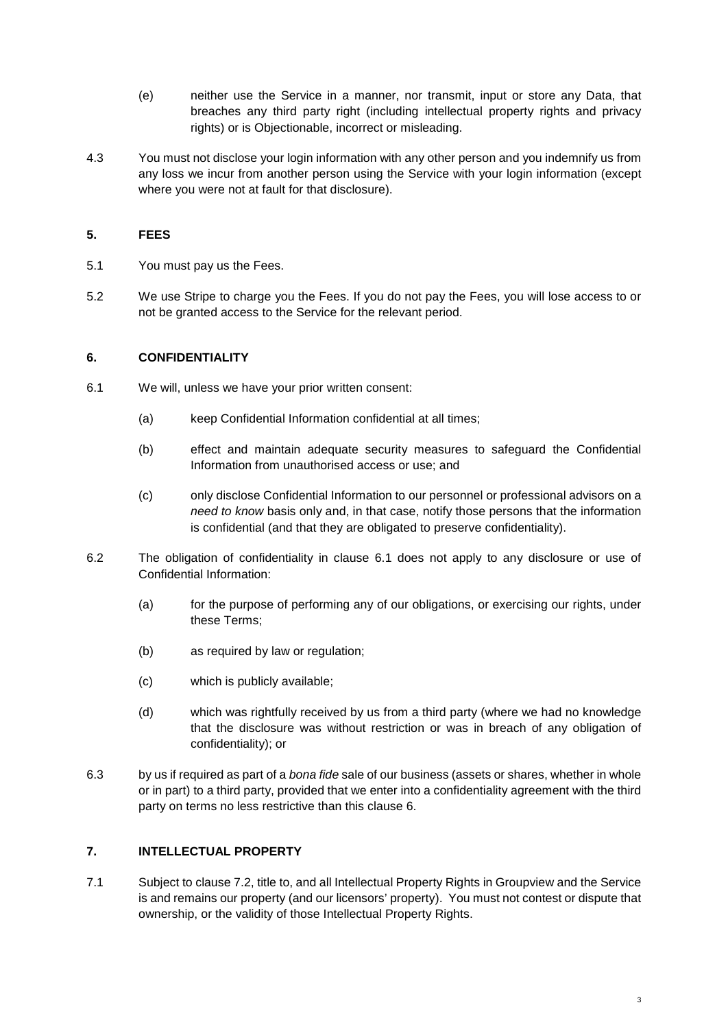(e) neither use the Service in a manner, nor transmit, input or store any Data, that breaches any third party right (including intellectual property rights and privacy rights) or is Objectionable, incorrect or misleading.

4.3 You must not disclose your login information with any other person and you indemnify us from any loss we incur from another person using the Service with your login information (except where you were not at fault for that disclosure).

## 5. FEES

5.1 You must pay us the Fees.

5.2 We use Stripe to charge you the Fees. If you do not pay the Fees, you will lose access to or not be granted access to the Service for the relevant period.

## 6. CONFIDENTIALITY

6.1 We will, unless we have your prior written consent:

(a) keep Confidential Information confidential at all times;

(b) effect and maintain adequate security measures to safeguard the Confidential Information from unauthorised access or use; and

(c) only disclose Confidential Information to our personnel or professional advisors on a *need to know* basis only and, in that case, notify those persons that the information is confidential (and that they are obligated to preserve confidentiality).

6.2 The obligation of confidentiality in clause 6.1 does not apply to any disclosure or use of Confidential Information:

(a) for the purpose of performing any of our obligations, or exercising our rights, under these Terms;

(b) as required by law or regulation;

(c) which is publicly available;

(d) which was rightfully received by us from a third party (where we had no knowledge that the disclosure was without restriction or was in breach of any obligation of confidentiality); or

6.3 by us if required as part of a *bona fide* sale of our business (assets or shares, whether in whole or in part) to a third party, provided that we enter into a confidentiality agreement with the third party on terms no less restrictive than this clause 6.

## 7. INTELLECTUAL PROPERTY

7.1 Subject to clause 7.2, title to, and all Intellectual Property Rights in Groupview and the Service is and remains our property (and our licensors' property). You must not contest or dispute that ownership, or the validity of those Intellectual Property Rights.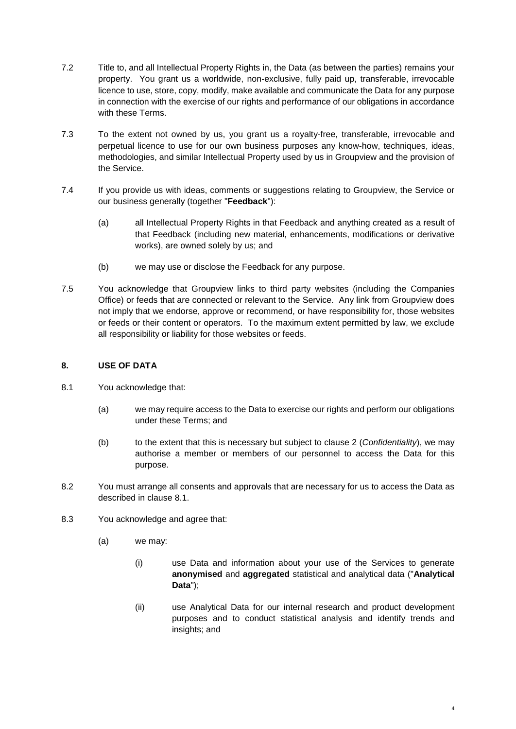7.2 Title to, and all Intellectual Property Rights in, the Data (as between the parties) remains your property. You grant us a worldwide, non-exclusive, fully paid up, transferable, irrevocable licence to use, store, copy, modify, make available and communicate the Data for any purpose in connection with the exercise of our rights and performance of our obligations in accordance with these Terms.

7.3 To the extent not owned by us, you grant us a royalty-free, transferable, irrevocable and perpetual licence to use for our own business purposes any know-how, techniques, ideas, methodologies, and similar Intellectual Property used by us in Groupview and the provision of the Service.

7.4 If you provide us with ideas, comments or suggestions relating to Groupview, the Service or our business generally (together "**Feedback**"):

(a) all Intellectual Property Rights in that Feedback and anything created as a result of that Feedback (including new material, enhancements, modifications or derivative works), are owned solely by us; and

(b) we may use or disclose the Feedback for any purpose.

7.5 You acknowledge that Groupview links to third party websites (including the Companies Office) or feeds that are connected or relevant to the Service. Any link from Groupview does not imply that we endorse, approve or recommend, or have responsibility for, those websites or feeds or their content or operators. To the maximum extent permitted by law, we exclude all responsibility or liability for those websites or feeds.

## 8. USE OF DATA

8.1 You acknowledge that:

(a) we may require access to the Data to exercise our rights and perform our obligations under these Terms; and

(b) to the extent that this is necessary but subject to clause 2 (*Confidentiality*), we may authorise a member or members of our personnel to access the Data for this purpose.

8.2 You must arrange all consents and approvals that are necessary for us to access the Data as described in clause 8.1.

8.3 You acknowledge and agree that:

(a) we may:

(i) use Data and information about your use of the Services to generate **anonymised** and **aggregated** statistical and analytical data ("**Analytical Data**");

(ii) use Analytical Data for our internal research and product development purposes and to conduct statistical analysis and identify trends and insights; and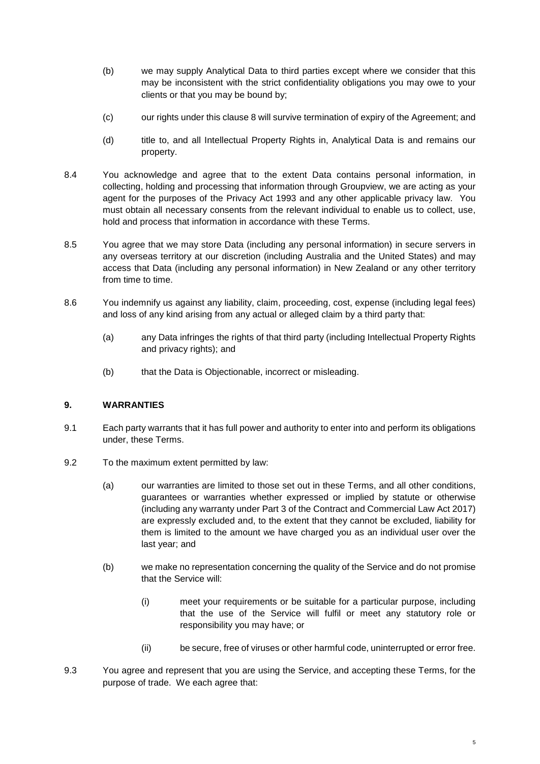(b) we may supply Analytical Data to third parties except where we consider that this may be inconsistent with the strict confidentiality obligations you may owe to your clients or that you may be bound by;

(c) our rights under this clause 8 will survive termination of expiry of the Agreement; and

(d) title to, and all Intellectual Property Rights in, Analytical Data is and remains our property.

8.4 You acknowledge and agree that to the extent Data contains personal information, in collecting, holding and processing that information through Groupview, we are acting as your agent for the purposes of the Privacy Act 1993 and any other applicable privacy law. You must obtain all necessary consents from the relevant individual to enable us to collect, use, hold and process that information in accordance with these Terms.

8.5 You agree that we may store Data (including any personal information) in secure servers in any overseas territory at our discretion (including Australia and the United States) and may access that Data (including any personal information) in New Zealand or any other territory from time to time.

8.6 You indemnify us against any liability, claim, proceeding, cost, expense (including legal fees) and loss of any kind arising from any actual or alleged claim by a third party that:

(a) any Data infringes the rights of that third party (including Intellectual Property Rights and privacy rights); and

(b) that the Data is Objectionable, incorrect or misleading.

## 9. WARRANTIES

9.1 Each party warrants that it has full power and authority to enter into and perform its obligations under, these Terms.

9.2 To the maximum extent permitted by law:

(a) our warranties are limited to those set out in these Terms, and all other conditions, guarantees or warranties whether expressed or implied by statute or otherwise (including any warranty under Part 3 of the Contract and Commercial Law Act 2017) are expressly excluded and, to the extent that they cannot be excluded, liability for them is limited to the amount we have charged you as an individual user over the last year; and

(b) we make no representation concerning the quality of the Service and do not promise that the Service will:

(i) meet your requirements or be suitable for a particular purpose, including that the use of the Service will fulfil or meet any statutory role or responsibility you may have; or

(ii) be secure, free of viruses or other harmful code, uninterrupted or error free.

9.3 You agree and represent that you are using the Service, and accepting these Terms, for the purpose of trade. We each agree that: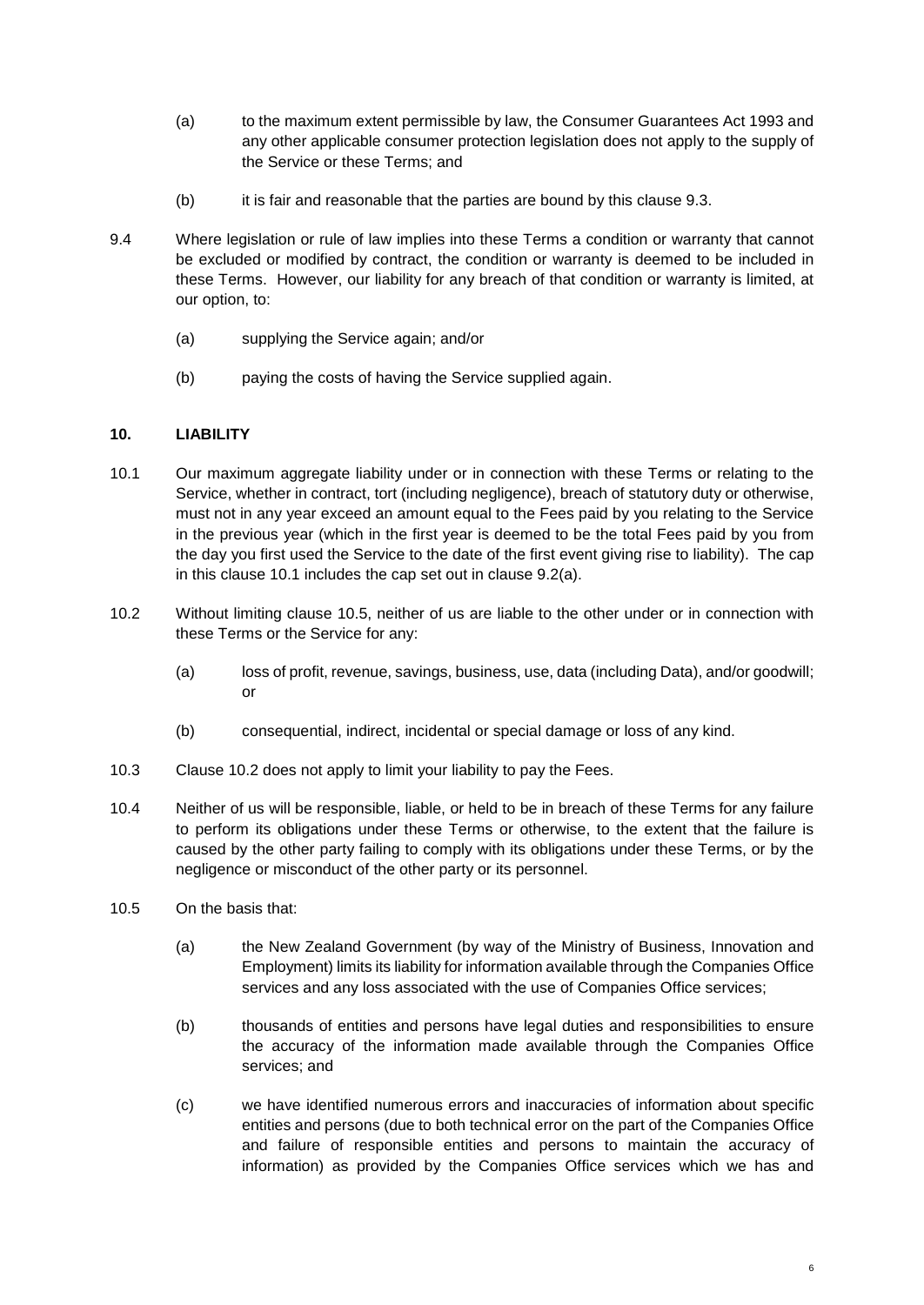(a) to the maximum extent permissible by law, the Consumer Guarantees Act 1993 and any other applicable consumer protection legislation does not apply to the supply of the Service or these Terms; and

(b) it is fair and reasonable that the parties are bound by this clause 9.3.

9.4 Where legislation or rule of law implies into these Terms a condition or warranty that cannot be excluded or modified by contract, the condition or warranty is deemed to be included in these Terms. However, our liability for any breach of that condition or warranty is limited, at our option, to:

(a) supplying the Service again; and/or

(b) paying the costs of having the Service supplied again.

## 10. LIABILITY

10.1 Our maximum aggregate liability under or in connection with these Terms or relating to the Service, whether in contract, tort (including negligence), breach of statutory duty or otherwise, must not in any year exceed an amount equal to the Fees paid by you relating to the Service in the previous year (which in the first year is deemed to be the total Fees paid by you from the day you first used the Service to the date of the first event giving rise to liability). The cap in this clause 10.1 includes the cap set out in clause 9.2(a).

10.2 Without limiting clause 10.5, neither of us are liable to the other under or in connection with these Terms or the Service for any:

(a) loss of profit, revenue, savings, business, use, data (including Data), and/or goodwill; or

(b) consequential, indirect, incidental or special damage or loss of any kind.

10.3 Clause 10.2 does not apply to limit your liability to pay the Fees.

10.4 Neither of us will be responsible, liable, or held to be in breach of these Terms for any failure to perform its obligations under these Terms or otherwise, to the extent that the failure is caused by the other party failing to comply with its obligations under these Terms, or by the negligence or misconduct of the other party or its personnel.

10.5 On the basis that:

(a) the New Zealand Government (by way of the Ministry of Business, Innovation and Employment) limits its liability for information available through the Companies Office services and any loss associated with the use of Companies Office services;

(b) thousands of entities and persons have legal duties and responsibilities to ensure the accuracy of the information made available through the Companies Office services; and

(c) we have identified numerous errors and inaccuracies of information about specific entities and persons (due to both technical error on the part of the Companies Office and failure of responsible entities and persons to maintain the accuracy of information) as provided by the Companies Office services which we has and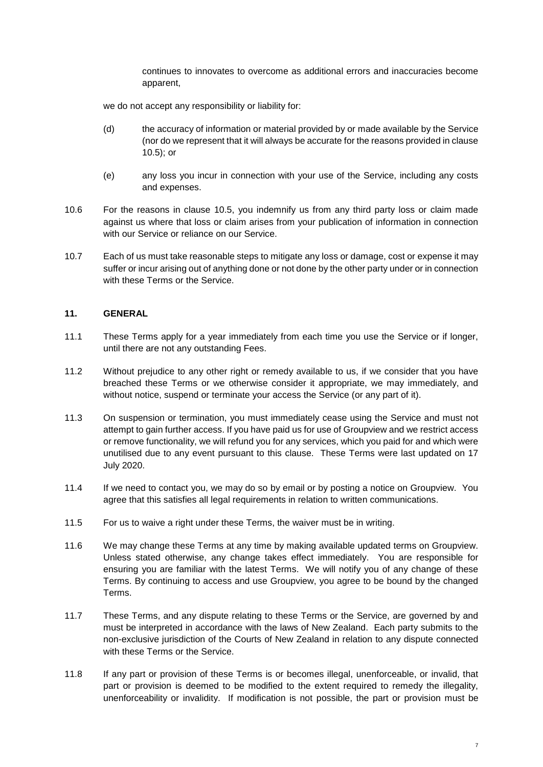continues to innovates to overcome as additional errors and inaccuracies become apparent,

we do not accept any responsibility or liability for:

(d) the accuracy of information or material provided by or made available by the Service (nor do we represent that it will always be accurate for the reasons provided in clause 10.5); or

(e) any loss you incur in connection with your use of the Service, including any costs and expenses.

10.6 For the reasons in clause 10.5, you indemnify us from any third party loss or claim made against us where that loss or claim arises from your publication of information in connection with our Service or reliance on our Service.

10.7 Each of us must take reasonable steps to mitigate any loss or damage, cost or expense it may suffer or incur arising out of anything done or not done by the other party under or in connection with these Terms or the Service.

## 11. GENERAL

11.1 These Terms apply for a year immediately from each time you use the Service or if longer, until there are not any outstanding Fees.

11.2 Without prejudice to any other right or remedy available to us, if we consider that you have breached these Terms or we otherwise consider it appropriate, we may immediately, and without notice, suspend or terminate your access the Service (or any part of it).

11.3 On suspension or termination, you must immediately cease using the Service and must not attempt to gain further access. If you have paid us for use of Groupview and we restrict access or remove functionality, we will refund you for any services, which you paid for and which were unutilised due to any event pursuant to this clause. These Terms were last updated on 17 July 2020.

11.4 If we need to contact you, we may do so by email or by posting a notice on Groupview. You agree that this satisfies all legal requirements in relation to written communications.

11.5 For us to waive a right under these Terms, the waiver must be in writing.

11.6 We may change these Terms at any time by making available updated terms on Groupview. Unless stated otherwise, any change takes effect immediately. You are responsible for ensuring you are familiar with the latest Terms. We will notify you of any change of these Terms. By continuing to access and use Groupview, you agree to be bound by the changed Terms.

11.7 These Terms, and any dispute relating to these Terms or the Service, are governed by and must be interpreted in accordance with the laws of New Zealand. Each party submits to the non-exclusive jurisdiction of the Courts of New Zealand in relation to any dispute connected with these Terms or the Service.

11.8 If any part or provision of these Terms is or becomes illegal, unenforceable, or invalid, that part or provision is deemed to be modified to the extent required to remedy the illegality, unenforceability or invalidity. If modification is not possible, the part or provision must be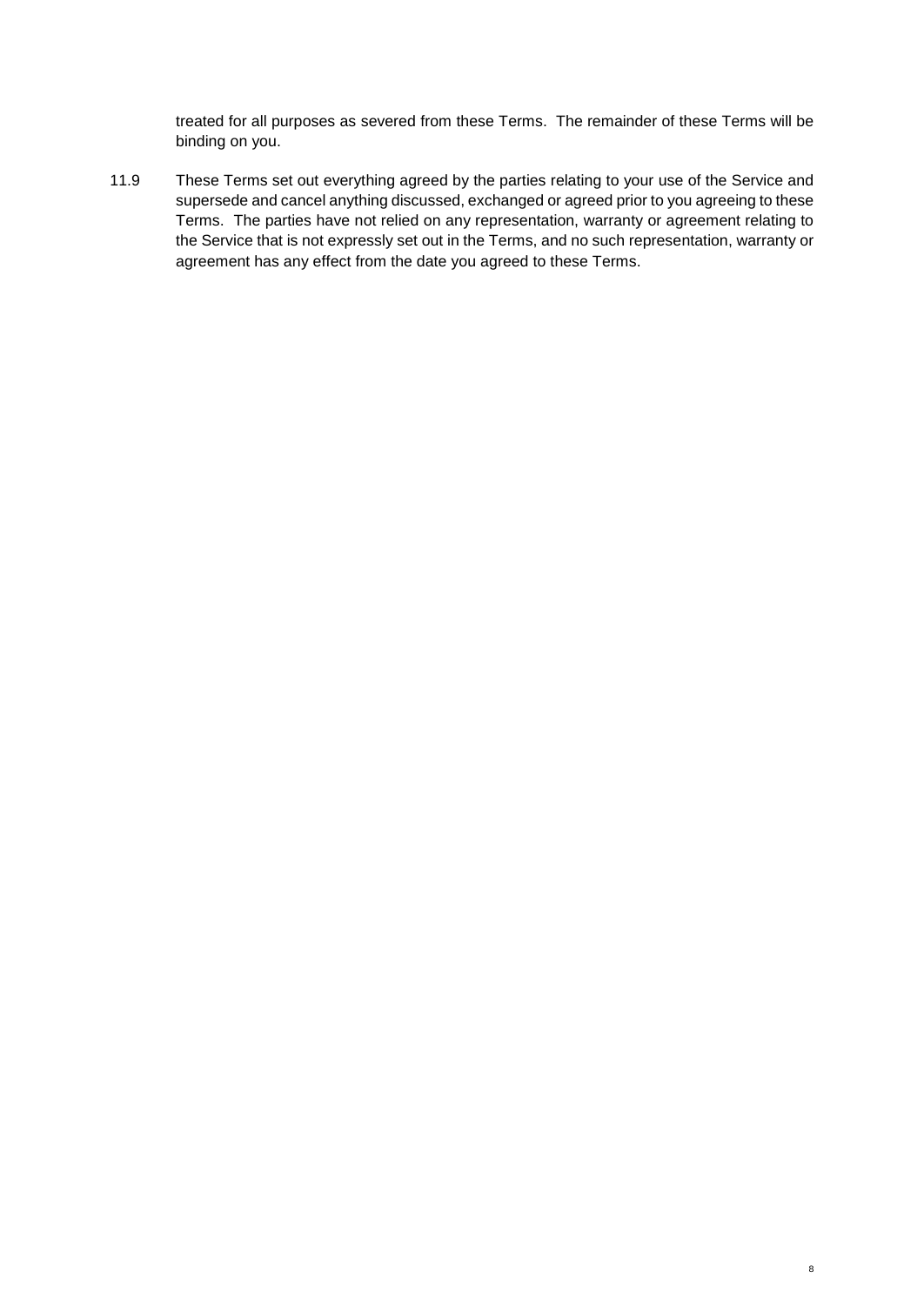treated for all purposes as severed from these Terms. The remainder of these Terms will be binding on you.

11.9 These Terms set out everything agreed by the parties relating to your use of the Service and supersede and cancel anything discussed, exchanged or agreed prior to you agreeing to these Terms. The parties have not relied on any representation, warranty or agreement relating to the Service that is not expressly set out in the Terms, and no such representation, warranty or agreement has any effect from the date you agreed to these Terms.